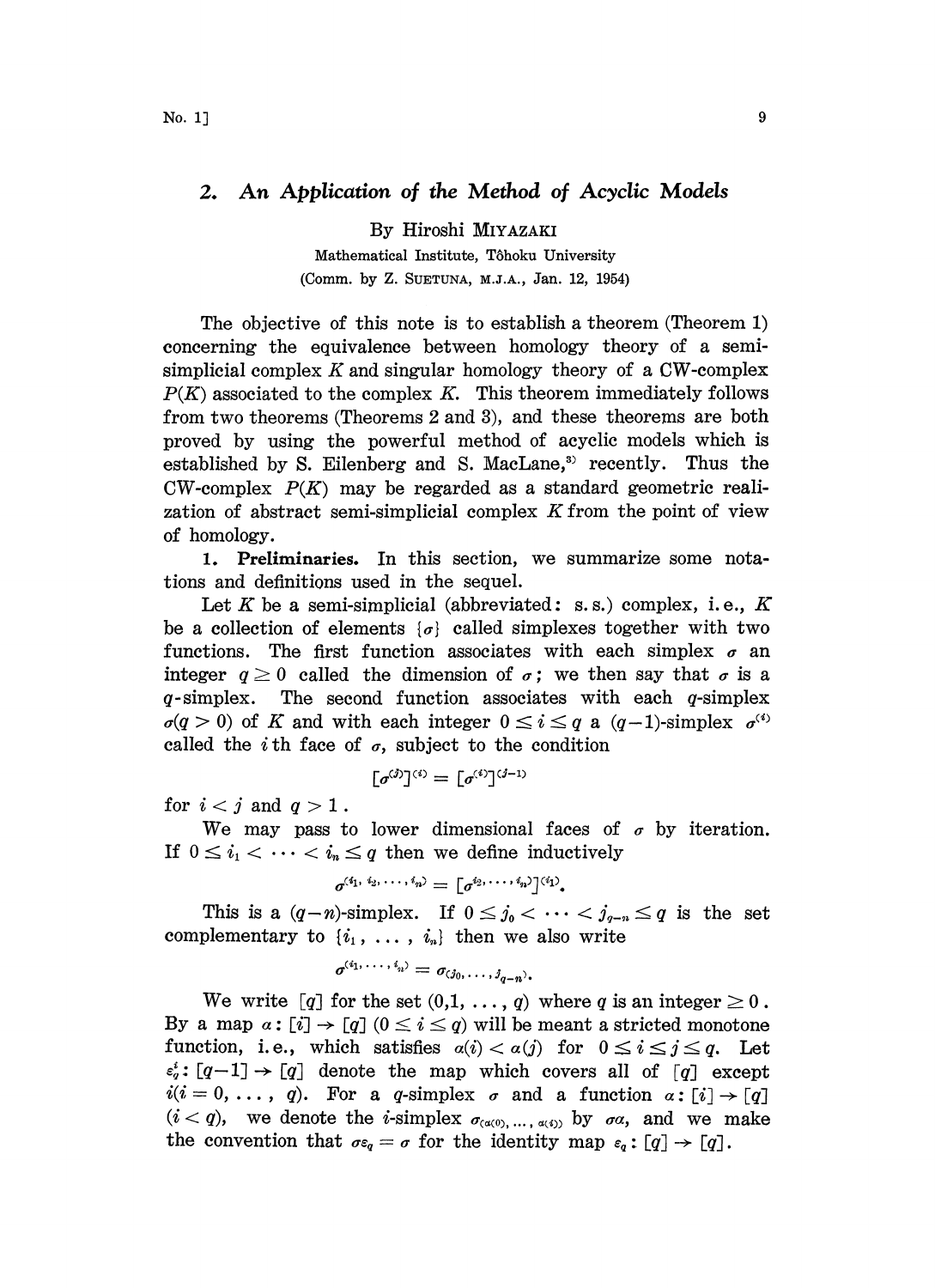## 2. *An Application of the Method of Acyclic Models*

By Hiroshi MIYAZAKI

Mathematical Institute, Tôhoku University

(Comm. by Z. SUETUNA, M.J.A., Jan. 12, 1954)

The objective of this note is to establish a theorem (Theorem 1) concerning the equivalence between homology theory of a semi-simplicial complex $K$ and singular homology theory of a CW-complex $P(K)$ associated to the complex $K$. This theorem immediately follows from two theorems (Theorems 2 and 3), and these theorems are both proved by using the powerful method of acyclic models which is established by S. Eilenberg and S. MacLane,[3] recently. Thus the CW-complex $P(K)$ may be regarded as a standard geometric realization of abstract semi-simplicial complex $K$ from the point of view of homology.

**1. Preliminaries.** In this section, we summarize some notations and definitions used in the sequel.

Let $K$ be a semi-simplicial (abbreviated: s.s.) complex, i.e., $K$ be a collection of elements $\{\sigma\}$ called simplexes together with two functions. The first function associates with each simplex $\sigma$ an integer $q \geq 0$ called the dimension of $\sigma$; we then say that $\sigma$ is a $q$-simplex. The second function associates with each $q$-simplex $\sigma (q > 0)$ of $K$ and with each integer $0 \leq i \leq q$ a $(q-1)$-simplex $\sigma^{(i)}$ called the $i$th face of $\sigma$, subject to the condition

$$[\sigma^{(j)}]^{(i)} = [\sigma^{(i)}]^{(j-1)}$$

for $i < j$ and $q > 1$.

We may pass to lower dimensional faces of $\sigma$ by iteration. If $0 \leq i_1 < \cdots < i_n \leq q$ then we define inductively

$$\sigma^{(i_1, i_2, \ldots, i_n)} = [\sigma^{i_2, \ldots, i_n)}]^{(i_1)}.$$

This is a $(q-n)$-simplex. If $0 \leq j_0 < \cdots < j_{q-n} \leq q$ is the set complementary to $\{i_1, \ldots, i_n\}$ then we also write

$$\sigma^{(i_1, \ldots, i_n)} = \sigma_{(j_0, \ldots, j_{q-n})}.$$

We write $[q]$ for the set $(0,1, \ldots, q)$ where $q$ is an integer $\geq 0$. By a map $\alpha : [i] \to [q]$ $(0 \leq i \leq q)$ will be meant a stricted monotone function, i.e., which satisfies $\alpha(i) < \alpha(j)$ for $0 \leq i \leq j \leq q$. Let $\varepsilon_q^i : [q-1] \to [q]$ denote the map which covers all of $[q]$ except $i (i = 0, \ldots, q)$. For a $q$-simplex $\sigma$ and a function $\alpha : [i] \to [q]$ $(i < q)$, we denote the $i$-simplex $\sigma_{(\alpha(0), \ldots, \alpha(i))}$ by $\sigma\alpha$, and we make the convention that $\sigma\varepsilon_q = \sigma$ for the identity map $\varepsilon_q : [q] \to [q]$.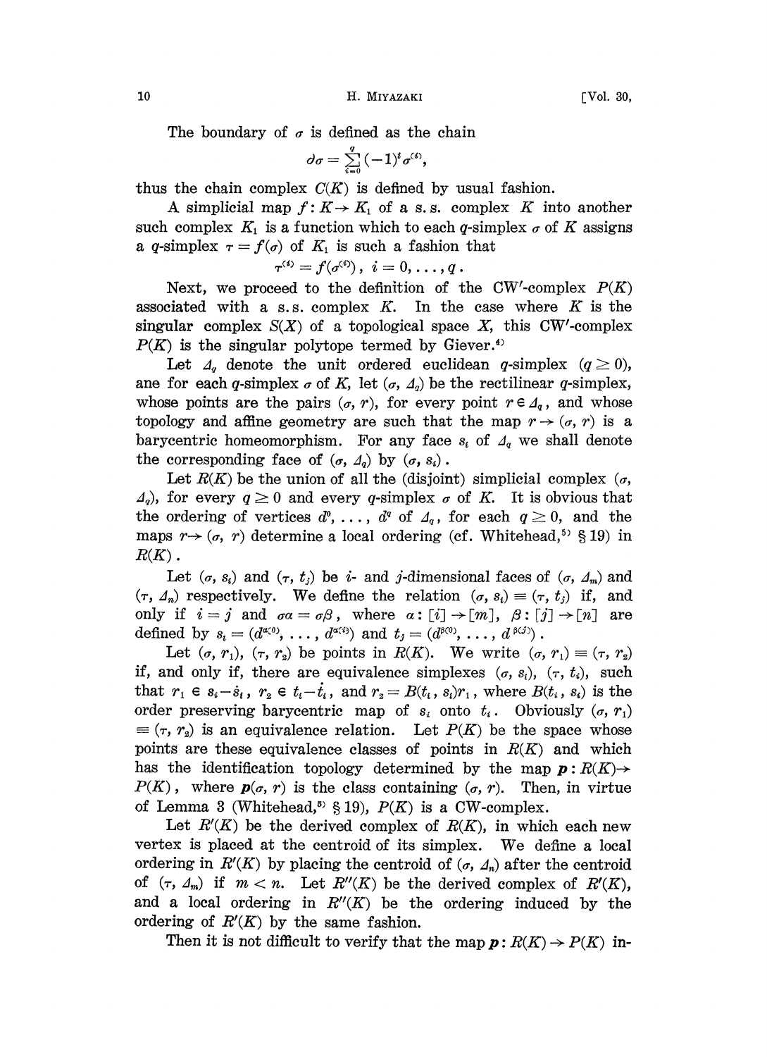The boundary of $\sigma$ is defined as the chain

$$\partial\sigma = \sum_{i=0}^{q} (-1)^i \sigma^{(i)},$$

thus the chain complex $C(K)$ is defined by usual fashion.

A simplicial map $f: K \rightarrow K_1$ of a s. s. complex $K$ into another such complex $K_1$ is a function which to each $q$-simplex $\sigma$ of $K$ assigns a $q$-simplex $\tau = f(\sigma)$ of $K_1$ is such a fashion that

$$\tau^{(i)} = f(\sigma^{(i)}),\ i = 0, \dots, q.$$

Next, we proceed to the definition of the CW′-complex $P(K)$ associated with a s.s. complex $K$. In the case where $K$ is the singular complex $S(X)$ of a topological space $X$, this CW′-complex $P(K)$ is the singular polytope termed by Giever.[4)]

Let $\Delta_q$ denote the unit ordered euclidean $q$-simplex $(q \geq 0)$, ane for each $q$-simplex $\sigma$ of $K$, let $(\sigma, \Delta_q)$ be the rectilinear $q$-simplex, whose points are the pairs $(\sigma, r)$, for every point $r \in \Delta_q$, and whose topology and affine geometry are such that the map $r \rightarrow (\sigma, r)$ is a barycentric homeomorphism. For any face $s_i$ of $\Delta_q$ we shall denote the corresponding face of $(\sigma, \Delta_q)$ by $(\sigma, s_i)$.

Let $R(K)$ be the union of all the (disjoint) simplicial complex $(\sigma, \Delta_q)$, for every $q \geq 0$ and every $q$-simplex $\sigma$ of $K$. It is obvious that the ordering of vertices $d^0, \dots, d^q$ of $\Delta_q$, for each $q \geq 0$, and the maps $r \rightarrow (\sigma, r)$ determine a local ordering (cf. Whitehead,[5)] §19) in $R(K)$.

Let $(\sigma, s_i)$ and $(\tau, t_j)$ be $i$- and $j$-dimensional faces of $(\sigma, \Delta_m)$ and $(\tau, \Delta_n)$ respectively. We define the relation $(\sigma, s_i) \equiv (\tau, t_j)$ if, and only if $i = j$ and $\sigma\alpha = \sigma\beta$, where $\alpha: [i] \rightarrow [m]$, $\beta: [j] \rightarrow [n]$ are defined by $s_i = (d^{\alpha(0)}, \dots, d^{\alpha(i)})$ and $t_j = (d^{\beta(0)}, \dots, d^{\beta(j)})$.

Let $(\sigma, r_1)$, $(\tau, r_2)$ be points in $R(K)$. We write $(\sigma, r_1) \equiv (\tau, r_2)$ if, and only if, there are equivalence simplexes $(\sigma, s_i)$, $(\tau, t_i)$, such that $r_1 \in s_i - \dot{s}_i$, $r_2 \in t_i - \dot{t}_i$, and $r_2 = B(t_i, s_i)r_1$, where $B(t_i, s_i)$ is the order preserving barycentric map of $s_i$ onto $t_i$. Obviously $(\sigma, r_1) \equiv (\tau, r_2)$ is an equivalence relation. Let $P(K)$ be the space whose points are these equivalence classes of points in $R(K)$ and which has the identification topology determined by the map $\boldsymbol{p}: R(K) \rightarrow P(K)$, where $\boldsymbol{p}(\sigma, r)$ is the class containing $(\sigma, r)$. Then, in virtue of Lemma 3 (Whitehead,[5)] §19), $P(K)$ is a CW-complex.

Let $R'(K)$ be the derived complex of $R(K)$, in which each new vertex is placed at the centroid of its simplex. We define a local ordering in $R'(K)$ by placing the centroid of $(\sigma, \Delta_n)$ after the centroid of $(\tau, \Delta_m)$ if $m < n$. Let $R''(K)$ be the derived complex of $R'(K)$, and a local ordering in $R''(K)$ be the ordering induced by the ordering of $R'(K)$ by the same fashion.

Then it is not difficult to verify that the map $\boldsymbol{p}: R(K) \rightarrow P(K)$ in-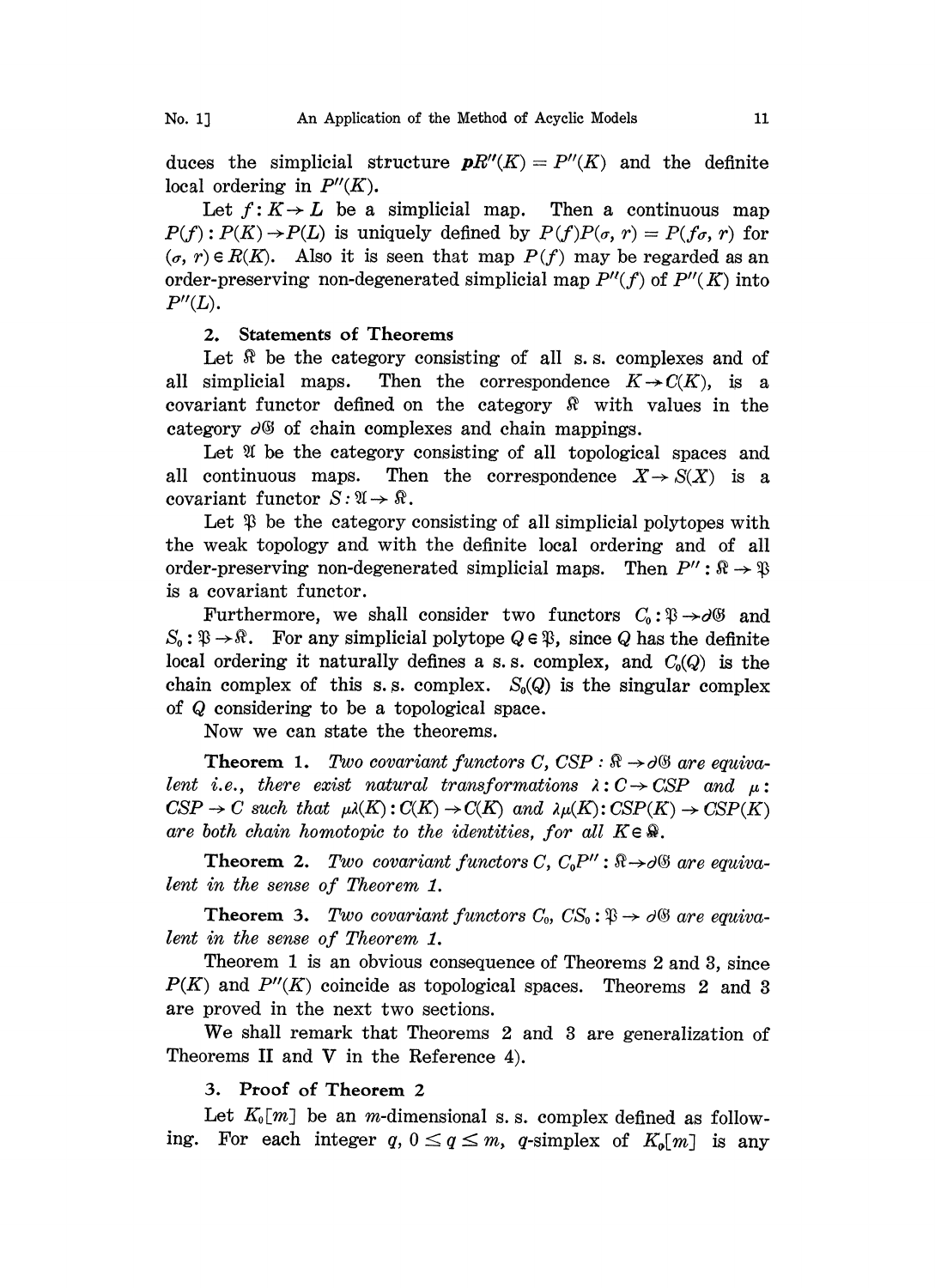duces the simplicial structure $\boldsymbol{p}R''(K) = P''(K)$ and the definite local ordering in $P''(K)$.

Let $f: K \to L$ be a simplicial map. Then a continuous map $P(f): P(K) \to P(L)$ is uniquely defined by $P(f)P(\sigma, r) = P(f\sigma, r)$ for $(\sigma, r) \in R(K)$. Also it is seen that map $P(f)$ may be regarded as an order-preserving non-degenerated simplicial map $P''(f)$ of $P''(K)$ into $P''(L)$.

## 2. Statements of Theorems

Let $\mathfrak{K}$ be the category consisting of all s. s. complexes and of all simplicial maps. Then the correspondence $K \to C(K)$, is a covariant functor defined on the category $\mathfrak{K}$ with values in the category $\partial\mathfrak{G}$ of chain complexes and chain mappings.

Let $\mathfrak{A}$ be the category consisting of all topological spaces and all continuous maps. Then the correspondence $X \to S(X)$ is a covariant functor $S: \mathfrak{A} \to \mathfrak{K}$.

Let $\mathfrak{P}$ be the category consisting of all simplicial polytopes with the weak topology and with the definite local ordering and of all order-preserving non-degenerated simplicial maps. Then $P'': \mathfrak{K} \to \mathfrak{P}$ is a covariant functor.

Furthermore, we shall consider two functors $C_0: \mathfrak{P} \to \partial\mathfrak{G}$ and $S_0: \mathfrak{P} \to \mathfrak{K}$. For any simplicial polytope $Q \in \mathfrak{P}$, since $Q$ has the definite local ordering it naturally defines a s. s. complex, and $C_0(Q)$ is the chain complex of this s. s. complex. $S_0(Q)$ is the singular complex of $Q$ considering to be a topological space.

Now we can state the theorems.

**Theorem 1.** *Two covariant functors $C$, $CSP: \mathfrak{K} \to \partial\mathfrak{G}$ are equivalent i.e., there exist natural transformations $\lambda: C \to CSP$ and $\mu: CSP \to C$ such that $\mu\lambda(K): C(K) \to C(K)$ and $\lambda\mu(K): CSP(K) \to CSP(K)$ are both chain homotopic to the identities, for all $K \in \mathfrak{K}$.*

**Theorem 2.** *Two covariant functors $C$, $C_0P'': \mathfrak{K} \to \partial\mathfrak{G}$ are equivalent in the sense of Theorem 1.*

**Theorem 3.** *Two covariant functors $C_0$, $CS_0: \mathfrak{P} \to \partial\mathfrak{G}$ are equivalent in the sense of Theorem 1.*

Theorem 1 is an obvious consequence of Theorems 2 and 3, since $P(K)$ and $P''(K)$ coincide as topological spaces. Theorems 2 and 3 are proved in the next two sections.

We shall remark that Theorems 2 and 3 are generalization of Theorems II and V in the Reference 4).

## 3. Proof of Theorem 2

Let $K_0[m]$ be an $m$-dimensional s. s. complex defined as following. For each integer $q$, $0 \leq q \leq m$, $q$-simplex of $K_0[m]$ is any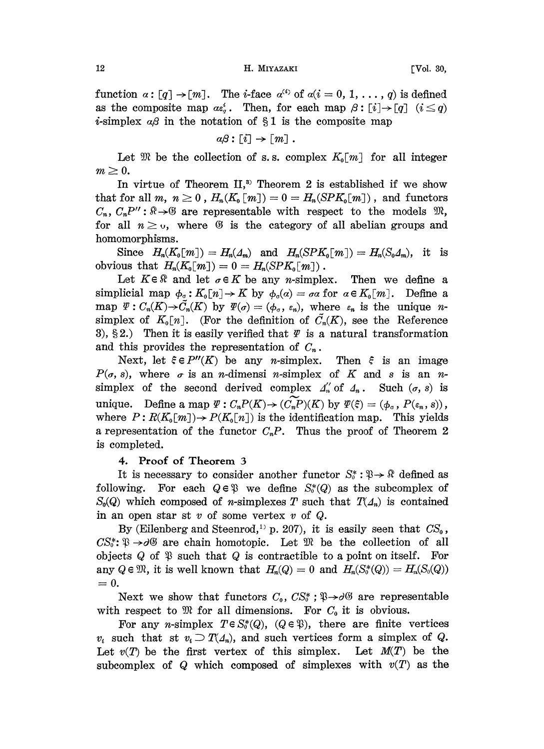function $\alpha : [q] \to [m]$. The $i$-face $\alpha^{(i)}$ of $\alpha (i = 0, 1, \ldots, q)$ is defined as the composite map $\alpha\varepsilon^i_q$. Then, for each map $\beta : [i] \to [q]$ $(i \leq q)$ $i$-simplex $\alpha\beta$ in the notation of § 1 is the composite map

$$\alpha\beta : [i] \to [m] .$$

Let $\mathfrak{M}$ be the collection of s. s. complex $K_0[m]$ for all integer $m \geq 0$.

In virtue of Theorem II,[3] Theorem 2 is established if we show that for all $m, n \geq 0$, $H_n(K_0[m]) = 0 = H_n(SPK_0[m])$, and functors $C_n$, $C_nP'' : \mathfrak{K} \to \mathfrak{G}$ are representable with respect to the models $\mathfrak{M}$, for all $n \geq 0$, where $\mathfrak{G}$ is the category of all abelian groups and homomorphisms.

Since $H_n(K_0[m]) = H_n(\Delta_m)$ and $H_n(SPK_0[m]) = H_n(S_0\Delta_m)$, it is obvious that $H_n(K_0[m]) = 0 = H_n(SPK_0[m])$.

Let $K \in \mathfrak{K}$ and let $\sigma \in K$ be any $n$-simplex. Then we define a simplicial map $\phi_\sigma : K_0[n] \to K$ by $\phi_\sigma(\alpha) = \sigma\alpha$ for $\alpha \in K_0[m]$. Define a map $\Psi : C_n(K) \to \tilde{C}_n(K)$ by $\Psi(\sigma) = (\phi_\sigma, \varepsilon_n)$, where $\varepsilon_n$ is the unique $n$-simplex of $K_0[n]$. (For the definition of $\tilde{C}_n(K)$, see the Reference 3), § 2.) Then it is easily verified that $\Psi$ is a natural transformation and this provides the representation of $C_n$.

Next, let $\xi \in P''(K)$ be any $n$-simplex. Then $\xi$ is an image $P(\sigma, s)$, where $\sigma$ is an $n$-dimensi $n$-simplex of $K$ and $s$ is an $n$-simplex of the second derived complex $\Delta''_n$ of $\Delta_n$. Such $(\sigma, s)$ is unique. Define a map $\Psi : C_nP(K) \to (\widetilde{C_nP})(K)$ by $\Psi(\xi) = (\phi_\sigma, P(\varepsilon_n, s))$, where $P : R(K_0[m]) \to P(K_0[n])$ is the identification map. This yields a representation of the functor $C_nP$. Thus the proof of Theorem 2 is completed.

## 4. Proof of Theorem 3

It is necessary to consider another functor $S^*_0 : \mathfrak{P} \to \mathfrak{K}$ defined as following. For each $Q \in \mathfrak{P}$ we define $S^*_0(Q)$ as the subcomplex of $S_0(Q)$ which composed of $n$-simplexes $T$ such that $T(\Delta_n)$ is contained in an open star st $v$ of some vertex $v$ of $Q$.

By (Eilenberg and Steenrod,[1] p. 207), it is easily seen that $CS_0$, $CS^*_0 : \mathfrak{P} \to \partial\mathfrak{G}$ are chain homotopic. Let $\mathfrak{M}$ be the collection of all objects $Q$ of $\mathfrak{P}$ such that $Q$ is contractible to a point on itself. For any $Q \in \mathfrak{M}$, it is well known that $H_n(Q) = 0$ and $H_n(S^*_0(Q)) = H_n(S_0(Q)) = 0$.

Next we show that functors $C_0$, $CS^*_0$ ; $\mathfrak{P} \to \partial\mathfrak{G}$ are representable with respect to $\mathfrak{M}$ for all dimensions. For $C_0$ it is obvious.

For any $n$-simplex $T \in S^*_0(Q)$, $(Q \in \mathfrak{P})$, there are finite vertices $v_i$ such that st $v_i \supset T(\Delta_n)$, and such vertices form a simplex of $Q$. Let $v(T)$ be the first vertex of this simplex. Let $M(T)$ be the subcomplex of $Q$ which composed of simplexes with $v(T)$ as the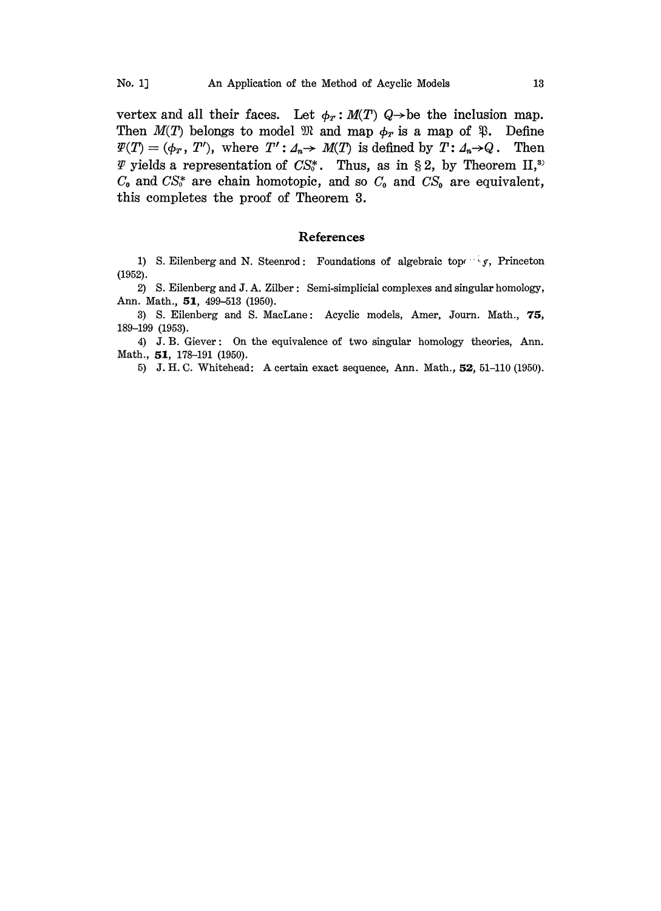vertex and all their faces. Let $\phi_T : M(T)\ Q \rightarrow$ be the inclusion map. Then $M(T)$ belongs to model $\mathfrak{M}$ and map $\phi_T$ is a map of $\mathfrak{P}$. Define $\Psi(T) = (\phi_T, T')$, where $T' : \Delta_n \rightarrow M(T)$ is defined by $T : \Delta_n \rightarrow Q$. Then $\Psi$ yields a representation of $CS_0^*$. Thus, as in § 2, by Theorem II,[3] $C_0$ and $CS_0^*$ are chain homotopic, and so $C_0$ and $CS_0$ are equivalent, this completes the proof of Theorem 3.

## References

1) S. Eilenberg and N. Steenrod: Foundations of algebraic topology, Princeton (1952).

2) S. Eilenberg and J. A. Zilber: Semi-simplicial complexes and singular homology, Ann. Math., **51**, 499–513 (1950).

3) S. Eilenberg and S. MacLane: Acyclic models, Amer, Journ. Math., **75**, 189–199 (1953).

4) J. B. Giever: On the equivalence of two singular homology theories, Ann. Math., **51**, 178–191 (1950).

5) J. H. C. Whitehead: A certain exact sequence, Ann. Math., **52**, 51–110 (1950).